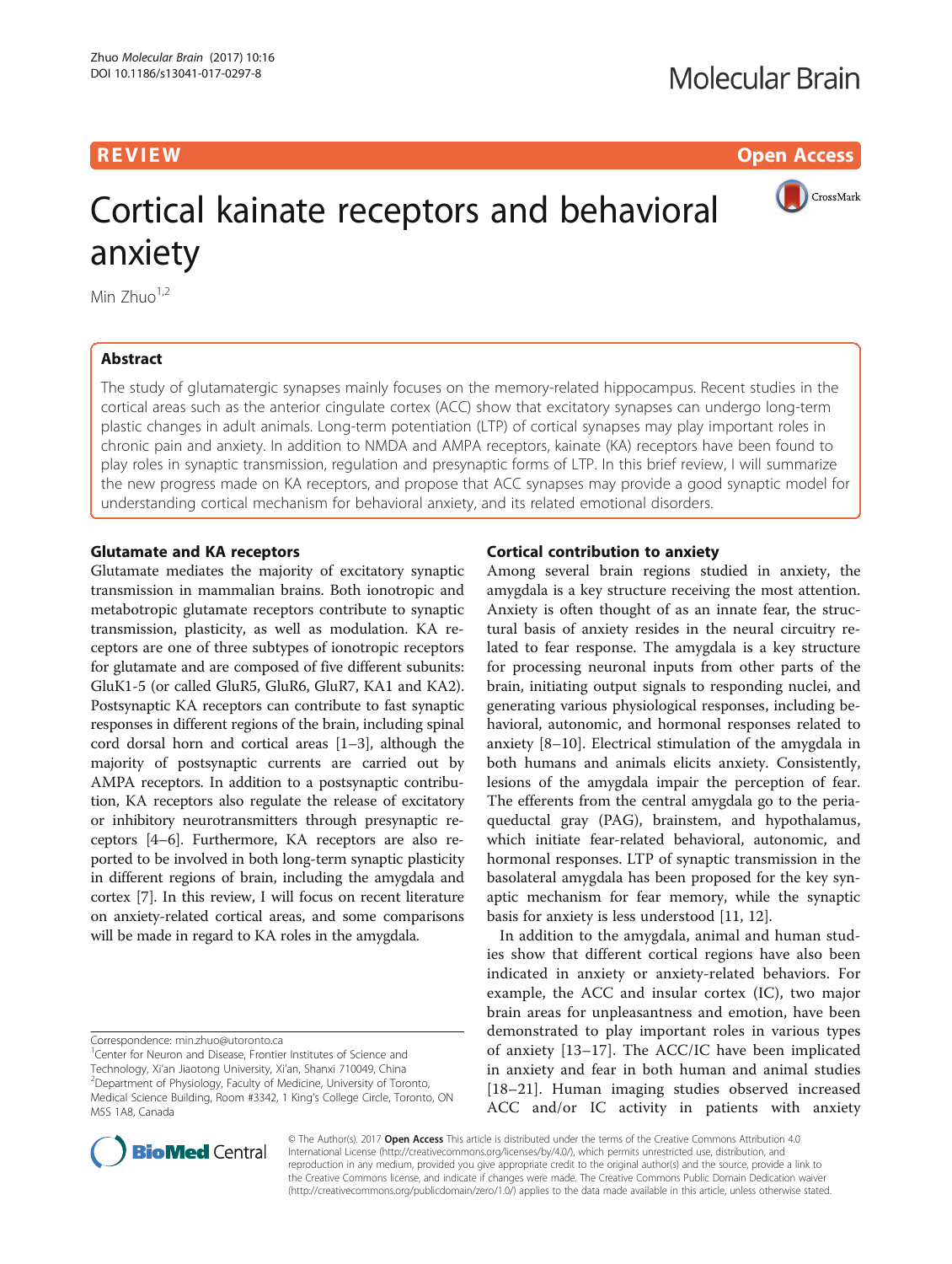REVIEW Open Access

# Cortical kainate receptors and behavioral anxiety

Min Zhuo[1,2]

## Abstract

The study of glutamatergic synapses mainly focuses on the memory-related hippocampus. Recent studies in the cortical areas such as the anterior cingulate cortex (ACC) show that excitatory synapses can undergo long-term plastic changes in adult animals. Long-term potentiation (LTP) of cortical synapses may play important roles in chronic pain and anxiety. In addition to NMDA and AMPA receptors, kainate (KA) receptors have been found to play roles in synaptic transmission, regulation and presynaptic forms of LTP. In this brief review, I will summarize the new progress made on KA receptors, and propose that ACC synapses may provide a good synaptic model for understanding cortical mechanism for behavioral anxiety, and its related emotional disorders.

### Glutamate and KA receptors

Glutamate mediates the majority of excitatory synaptic transmission in mammalian brains. Both ionotropic and metabotropic glutamate receptors contribute to synaptic transmission, plasticity, as well as modulation. KA receptors are one of three subtypes of ionotropic receptors for glutamate and are composed of five different subunits: GluK1-5 (or called GluR5, GluR6, GluR7, KA1 and KA2). Postsynaptic KA receptors can contribute to fast synaptic responses in different regions of the brain, including spinal cord dorsal horn and cortical areas [1–3], although the majority of postsynaptic currents are carried out by AMPA receptors. In addition to a postsynaptic contribution, KA receptors also regulate the release of excitatory or inhibitory neurotransmitters through presynaptic receptors [4–6]. Furthermore, KA receptors are also reported to be involved in both long-term synaptic plasticity in different regions of brain, including the amygdala and cortex [7]. In this review, I will focus on recent literature on anxiety-related cortical areas, and some comparisons will be made in regard to KA roles in the amygdala.

### Cortical contribution to anxiety

Among several brain regions studied in anxiety, the amygdala is a key structure receiving the most attention. Anxiety is often thought of as an innate fear, the structural basis of anxiety resides in the neural circuitry related to fear response. The amygdala is a key structure for processing neuronal inputs from other parts of the brain, initiating output signals to responding nuclei, and generating various physiological responses, including behavioral, autonomic, and hormonal responses related to anxiety [8–10]. Electrical stimulation of the amygdala in both humans and animals elicits anxiety. Consistently, lesions of the amygdala impair the perception of fear. The efferents from the central amygdala go to the periaqueductal gray (PAG), brainstem, and hypothalamus, which initiate fear-related behavioral, autonomic, and hormonal responses. LTP of synaptic transmission in the basolateral amygdala has been proposed for the key synaptic mechanism for fear memory, while the synaptic basis for anxiety is less understood [11, 12].

In addition to the amygdala, animal and human studies show that different cortical regions have also been indicated in anxiety or anxiety-related behaviors. For example, the ACC and insular cortex (IC), two major brain areas for unpleasantness and emotion, have been demonstrated to play important roles in various types of anxiety [13–17]. The ACC/IC have been implicated in anxiety and fear in both human and animal studies [18–21]. Human imaging studies observed increased ACC and/or IC activity in patients with anxiety

Correspondence: min.zhuo@utoronto.ca

[1]Center for Neuron and Disease, Frontier Institutes of Science and Technology, Xi'an Jiaotong University, Xi'an, Shanxi 710049, China

[2]Department of Physiology, Faculty of Medicine, University of Toronto, Medical Science Building, Room #3342, 1 King's College Circle, Toronto, ON M5S 1A8, Canada

© The Author(s). 2017 **Open Access** This article is distributed under the terms of the Creative Commons Attribution 4.0 International License (http://creativecommons.org/licenses/by/4.0/), which permits unrestricted use, distribution, and reproduction in any medium, provided you give appropriate credit to the original author(s) and the source, provide a link to the Creative Commons license, and indicate if changes were made. The Creative Commons Public Domain Dedication waiver (http://creativecommons.org/publicdomain/zero/1.0/) applies to the data made available in this article, unless otherwise stated.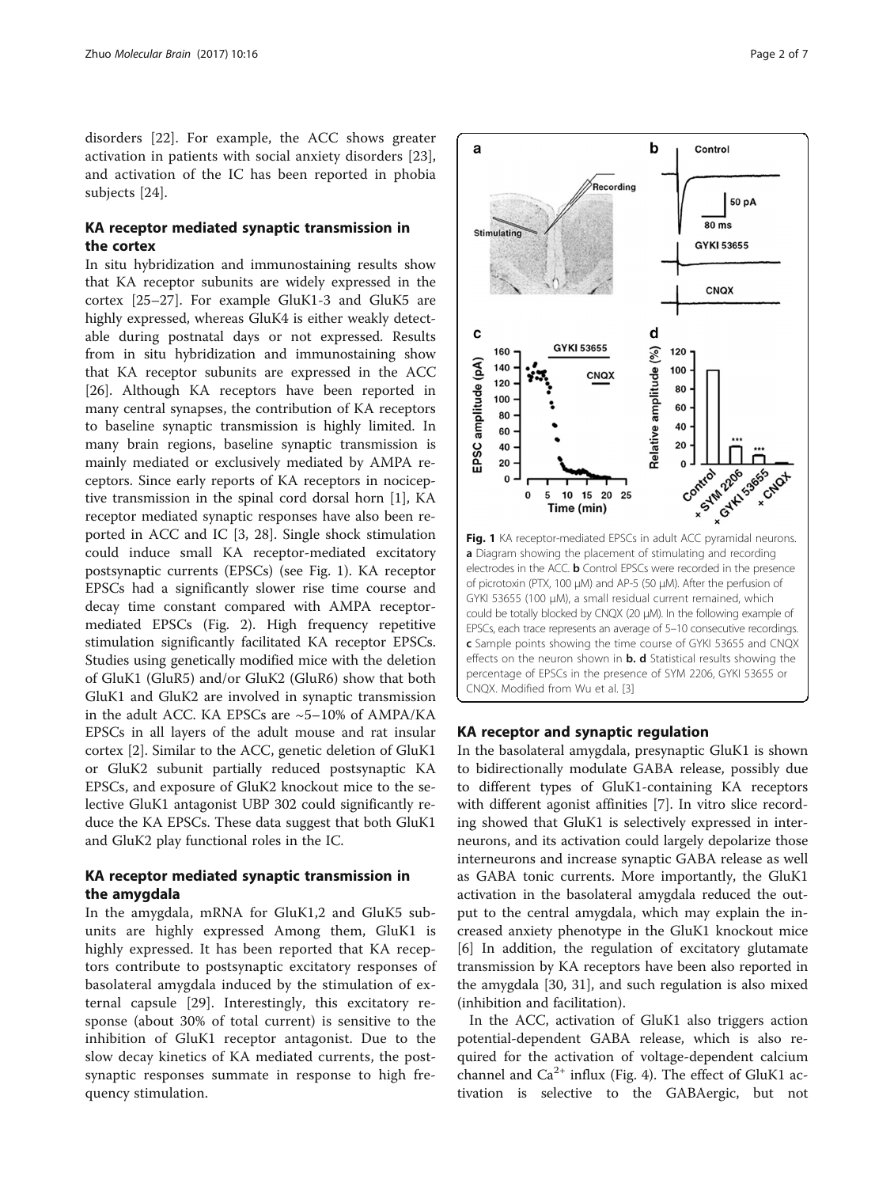disorders [22]. For example, the ACC shows greater activation in patients with social anxiety disorders [23], and activation of the IC has been reported in phobia subjects [24].

## KA receptor mediated synaptic transmission in the cortex

In situ hybridization and immunostaining results show that KA receptor subunits are widely expressed in the cortex [25–27]. For example GluK1-3 and GluK5 are highly expressed, whereas GluK4 is either weakly detectable during postnatal days or not expressed. Results from in situ hybridization and immunostaining show that KA receptor subunits are expressed in the ACC [26]. Although KA receptors have been reported in many central synapses, the contribution of KA receptors to baseline synaptic transmission is highly limited. In many brain regions, baseline synaptic transmission is mainly mediated or exclusively mediated by AMPA receptors. Since early reports of KA receptors in nociceptive transmission in the spinal cord dorsal horn [1], KA receptor mediated synaptic responses have also been reported in ACC and IC [3, 28]. Single shock stimulation could induce small KA receptor-mediated excitatory postsynaptic currents (EPSCs) (see Fig. 1). KA receptor EPSCs had a significantly slower rise time course and decay time constant compared with AMPA receptor-mediated EPSCs (Fig. 2). High frequency repetitive stimulation significantly facilitated KA receptor EPSCs. Studies using genetically modified mice with the deletion of GluK1 (GluR5) and/or GluK2 (GluR6) show that both GluK1 and GluK2 are involved in synaptic transmission in the adult ACC. KA EPSCs are ~5–10% of AMPA/KA EPSCs in all layers of the adult mouse and rat insular cortex [2]. Similar to the ACC, genetic deletion of GluK1 or GluK2 subunit partially reduced postsynaptic KA EPSCs, and exposure of GluK2 knockout mice to the selective GluK1 antagonist UBP 302 could significantly reduce the KA EPSCs. These data suggest that both GluK1 and GluK2 play functional roles in the IC.

## KA receptor mediated synaptic transmission in the amygdala

In the amygdala, mRNA for GluK1,2 and GluK5 subunits are highly expressed Among them, GluK1 is highly expressed. It has been reported that KA receptors contribute to postsynaptic excitatory responses of basolateral amygdala induced by the stimulation of external capsule [29]. Interestingly, this excitatory response (about 30% of total current) is sensitive to the inhibition of GluK1 receptor antagonist. Due to the slow decay kinetics of KA mediated currents, the postsynaptic responses summate in response to high frequency stimulation.

**Fig. 1** KA receptor-mediated EPSCs in adult ACC pyramidal neurons. **a** Diagram showing the placement of stimulating and recording electrodes in the ACC. **b** Control EPSCs were recorded in the presence of picrotoxin (PTX, 100 μM) and AP-5 (50 μM). After the perfusion of GYKI 53655 (100 μM), a small residual current remained, which could be totally blocked by CNQX (20 μM). In the following example of EPSCs, each trace represents an average of 5–10 consecutive recordings. **c** Sample points showing the time course of GYKI 53655 and CNQX effects on the neuron shown in **b. d** Statistical results showing the percentage of EPSCs in the presence of SYM 2206, GYKI 53655 or CNQX. Modified from Wu et al. [3]

## KA receptor and synaptic regulation

In the basolateral amygdala, presynaptic GluK1 is shown to bidirectionally modulate GABA release, possibly due to different types of GluK1-containing KA receptors with different agonist affinities [7]. In vitro slice recording showed that GluK1 is selectively expressed in interneurons, and its activation could largely depolarize those interneurons and increase synaptic GABA release as well as GABA tonic currents. More importantly, the GluK1 activation in the basolateral amygdala reduced the output to the central amygdala, which may explain the increased anxiety phenotype in the GluK1 knockout mice [6] In addition, the regulation of excitatory glutamate transmission by KA receptors have been also reported in the amygdala [30, 31], and such regulation is also mixed (inhibition and facilitation).

In the ACC, activation of GluK1 also triggers action potential-dependent GABA release, which is also required for the activation of voltage-dependent calcium channel and $Ca^{2+}$ influx (Fig. 4). The effect of GluK1 activation is selective to the GABAergic, but not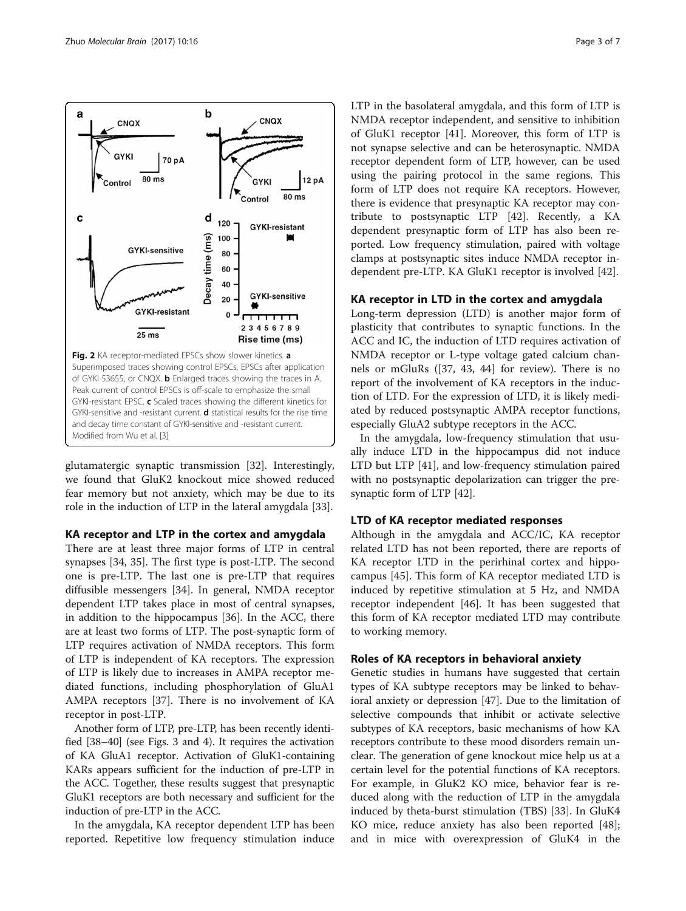Fig. 2 KA receptor-mediated EPSCs show slower kinetics. **a** Superimposed traces showing control EPSCs, EPSCs after application of GYKI 53655, or CNQX. **b** Enlarged traces showing the traces in A. Peak current of control EPSCs is off-scale to emphasize the small GYKI-resistant EPSC. **c** Scaled traces showing the different kinetics for GYKI-sensitive and -resistant current. **d** statistical results for the rise time and decay time constant of GYKI-sensitive and -resistant current. Modified from Wu et al. [3]

glutamatergic synaptic transmission [32]. Interestingly, we found that GluK2 knockout mice showed reduced fear memory but not anxiety, which may be due to its role in the induction of LTP in the lateral amygdala [33].

## KA receptor and LTP in the cortex and amygdala

There are at least three major forms of LTP in central synapses [34, 35]. The first type is post-LTP. The second one is pre-LTP. The last one is pre-LTP that requires diffusible messengers [34]. In general, NMDA receptor dependent LTP takes place in most of central synapses, in addition to the hippocampus [36]. In the ACC, there are at least two forms of LTP. The post-synaptic form of LTP requires activation of NMDA receptors. This form of LTP is independent of KA receptors. The expression of LTP is likely due to increases in AMPA receptor mediated functions, including phosphorylation of GluA1 AMPA receptors [37]. There is no involvement of KA receptor in post-LTP.

Another form of LTP, pre-LTP, has been recently identified [38–40] (see Figs. 3 and 4). It requires the activation of KA GluA1 receptor. Activation of GluK1-containing KARs appears sufficient for the induction of pre-LTP in the ACC. Together, these results suggest that presynaptic GluK1 receptors are both necessary and sufficient for the induction of pre-LTP in the ACC.

In the amygdala, KA receptor dependent LTP has been reported. Repetitive low frequency stimulation induce LTP in the basolateral amygdala, and this form of LTP is NMDA receptor independent, and sensitive to inhibition of GluK1 receptor [41]. Moreover, this form of LTP is not synapse selective and can be heterosynaptic. NMDA receptor dependent form of LTP, however, can be used using the pairing protocol in the same regions. This form of LTP does not require KA receptors. However, there is evidence that presynaptic KA receptor may contribute to postsynaptic LTP [42]. Recently, a KA dependent presynaptic form of LTP has also been reported. Low frequency stimulation, paired with voltage clamps at postsynaptic sites induce NMDA receptor independent pre-LTP. KA GluK1 receptor is involved [42].

## KA receptor in LTD in the cortex and amygdala

Long-term depression (LTD) is another major form of plasticity that contributes to synaptic functions. In the ACC and IC, the induction of LTD requires activation of NMDA receptor or L-type voltage gated calcium channels or mGluRs ([37, 43, 44] for review). There is no report of the involvement of KA receptors in the induction of LTD. For the expression of LTD, it is likely mediated by reduced postsynaptic AMPA receptor functions, especially GluA2 subtype receptors in the ACC.

In the amygdala, low-frequency stimulation that usually induce LTD in the hippocampus did not induce LTD but LTP [41], and low-frequency stimulation paired with no postsynaptic depolarization can trigger the presynaptic form of LTP [42].

## LTD of KA receptor mediated responses

Although in the amygdala and ACC/IC, KA receptor related LTD has not been reported, there are reports of KA receptor LTD in the perirhinal cortex and hippocampus [45]. This form of KA receptor mediated LTD is induced by repetitive stimulation at 5 Hz, and NMDA receptor independent [46]. It has been suggested that this form of KA receptor mediated LTD may contribute to working memory.

## Roles of KA receptors in behavioral anxiety

Genetic studies in humans have suggested that certain types of KA subtype receptors may be linked to behavioral anxiety or depression [47]. Due to the limitation of selective compounds that inhibit or activate selective subtypes of KA receptors, basic mechanisms of how KA receptors contribute to these mood disorders remain unclear. The generation of gene knockout mice help us at a certain level for the potential functions of KA receptors. For example, in GluK2 KO mice, behavior fear is reduced along with the reduction of LTP in the amygdala induced by theta-burst stimulation (TBS) [33]. In GluK4 KO mice, reduce anxiety has also been reported [48]; and in mice with overexpression of GluK4 in the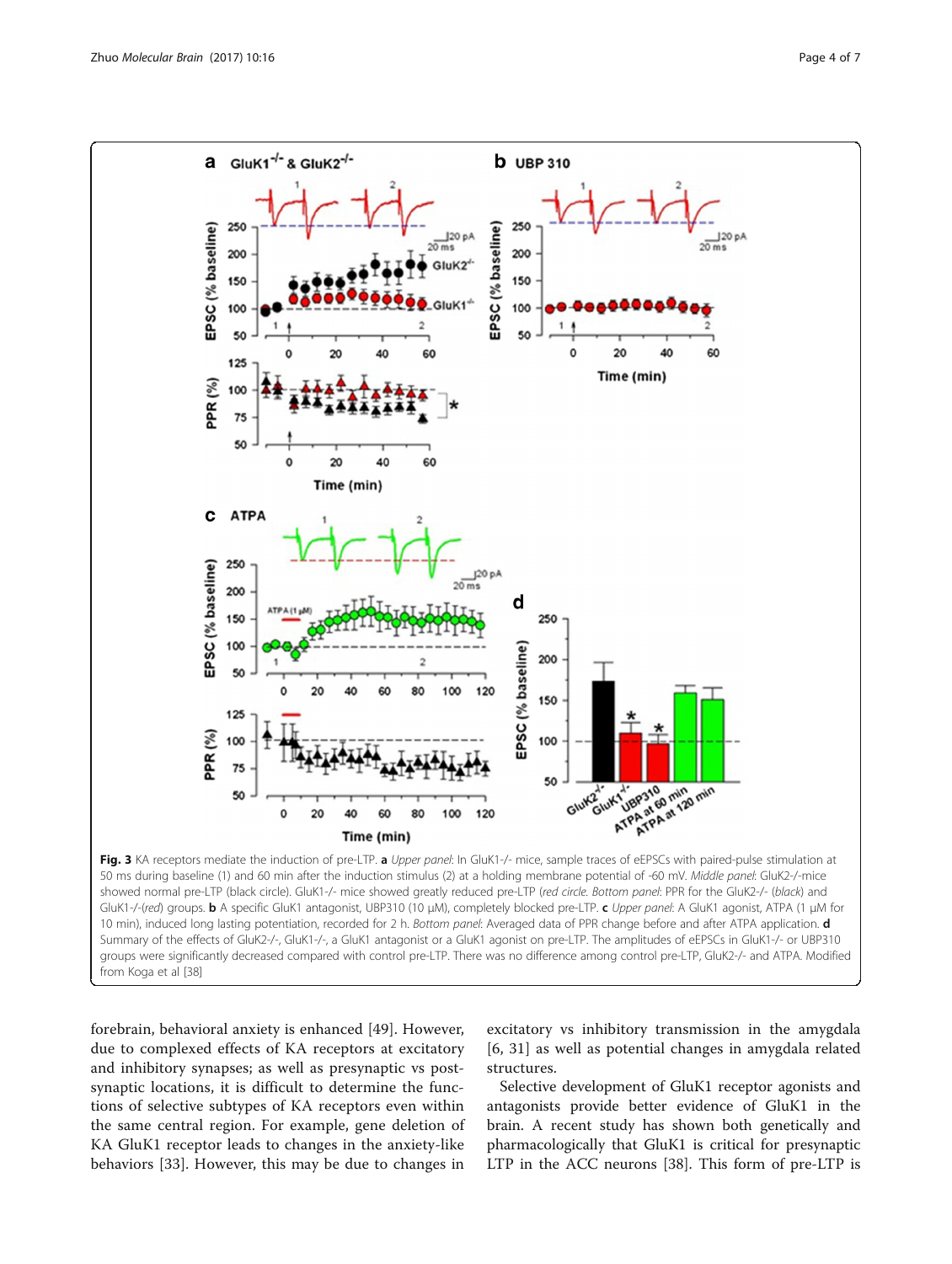**Fig. 3** KA receptors mediate the induction of pre-LTP. **a** *Upper panel*: In GluK1-/- mice, sample traces of eEPSCs with paired-pulse stimulation at 50 ms during baseline (1) and 60 min after the induction stimulus (2) at a holding membrane potential of -60 mV. *Middle panel*: GluK2-/-mice showed normal pre-LTP (black circle). GluK1-/- mice showed greatly reduced pre-LTP (*red circle. Bottom panel*: PPR for the GluK2-/- (*black*) and GluK1-/-(*red*) groups. **b** A specific GluK1 antagonist, UBP310 (10 μM), completely blocked pre-LTP. **c** *Upper panel*: A GluK1 agonist, ATPA (1 μM for 10 min), induced long lasting potentiation, recorded for 2 h. *Bottom panel*: Averaged data of PPR change before and after ATPA application. **d** Summary of the effects of GluK2-/-, GluK1-/-, a GluK1 antagonist or a GluK1 agonist on pre-LTP. The amplitudes of eEPSCs in GluK1-/- or UBP310 groups were significantly decreased compared with control pre-LTP. There was no difference among control pre-LTP, GluK2-/- and ATPA. Modified from Koga et al [38]

forebrain, behavioral anxiety is enhanced [49]. However, due to complexed effects of KA receptors at excitatory and inhibitory synapses; as well as presynaptic vs post-synaptic locations, it is difficult to determine the functions of selective subtypes of KA receptors even within the same central region. For example, gene deletion of KA GluK1 receptor leads to changes in the anxiety-like behaviors [33]. However, this may be due to changes in excitatory vs inhibitory transmission in the amygdala [6, 31] as well as potential changes in amygdala related structures.

Selective development of GluK1 receptor agonists and antagonists provide better evidence of GluK1 in the brain. A recent study has shown both genetically and pharmacologically that GluK1 is critical for presynaptic LTP in the ACC neurons [38]. This form of pre-LTP is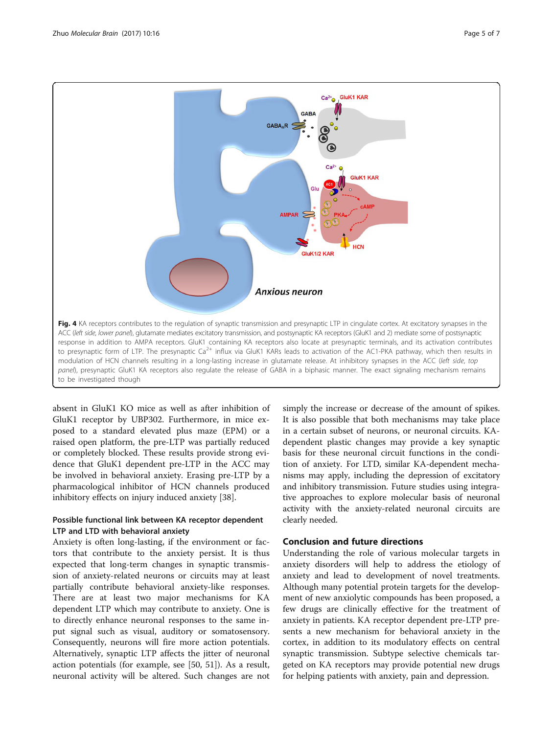Fig. 4 KA receptors contributes to the regulation of synaptic transmission and presynaptic LTP in cingulate cortex. At excitatory synapses in the ACC (*left side, lower panel*), glutamate mediates excitatory transmission, and postsynaptic KA receptors (GluK1 and 2) mediate some of postsynaptic response in addition to AMPA receptors. GluK1 containing KA receptors also locate at presynaptic terminals, and its activation contributes to presynaptic form of LTP. The presynaptic $Ca^{2+}$ influx via GluK1 KARs leads to activation of the AC1-PKA pathway, which then results in modulation of HCN channels resulting in a long-lasting increase in glutamate release. At inhibitory synapses in the ACC (*left side, top panel*), presynaptic GluK1 KA receptors also regulate the release of GABA in a biphasic manner. The exact signaling mechanism remains to be investigated though

absent in GluK1 KO mice as well as after inhibition of GluK1 receptor by UBP302. Furthermore, in mice exposed to a standard elevated plus maze (EPM) or a raised open platform, the pre-LTP was partially reduced or completely blocked. These results provide strong evidence that GluK1 dependent pre-LTP in the ACC may be involved in behavioral anxiety. Erasing pre-LTP by a pharmacological inhibitor of HCN channels produced inhibitory effects on injury induced anxiety [38].

### Possible functional link between KA receptor dependent LTP and LTD with behavioral anxiety

Anxiety is often long-lasting, if the environment or factors that contribute to the anxiety persist. It is thus expected that long-term changes in synaptic transmission of anxiety-related neurons or circuits may at least partially contribute behavioral anxiety-like responses. There are at least two major mechanisms for KA dependent LTP which may contribute to anxiety. One is to directly enhance neuronal responses to the same input signal such as visual, auditory or somatosensory. Consequently, neurons will fire more action potentials. Alternatively, synaptic LTP affects the jitter of neuronal action potentials (for example, see [50, 51]). As a result, neuronal activity will be altered. Such changes are not simply the increase or decrease of the amount of spikes. It is also possible that both mechanisms may take place in a certain subset of neurons, or neuronal circuits. KA-dependent plastic changes may provide a key synaptic basis for these neuronal circuit functions in the condition of anxiety. For LTD, similar KA-dependent mechanisms may apply, including the depression of excitatory and inhibitory transmission. Future studies using integrative approaches to explore molecular basis of neuronal activity with the anxiety-related neuronal circuits are clearly needed.

## Conclusion and future directions

Understanding the role of various molecular targets in anxiety disorders will help to address the etiology of anxiety and lead to development of novel treatments. Although many potential protein targets for the development of new anxiolytic compounds has been proposed, a few drugs are clinically effective for the treatment of anxiety in patients. KA receptor dependent pre-LTP presents a new mechanism for behavioral anxiety in the cortex, in addition to its modulatory effects on central synaptic transmission. Subtype selective chemicals targeted on KA receptors may provide potential new drugs for helping patients with anxiety, pain and depression.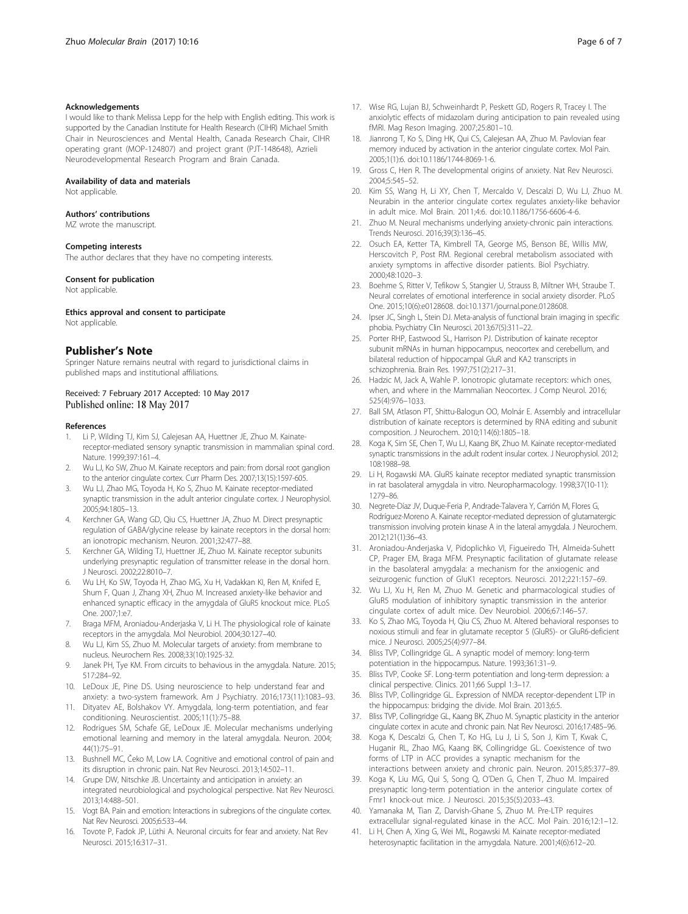### Acknowledgements

I would like to thank Melissa Lepp for the help with English editing. This work is supported by the Canadian Institute for Health Research (CIHR) Michael Smith Chair in Neurosciences and Mental Health, Canada Research Chair, CIHR operating grant (MOP-124807) and project grant (PJT-148648), Azrieli Neurodevelopmental Research Program and Brain Canada.

### Availability of data and materials

Not applicable.

### Authors' contributions

MZ wrote the manuscript.

### Competing interests

The author declares that they have no competing interests.

### Consent for publication

Not applicable.

### Ethics approval and consent to participate

Not applicable.

## Publisher's Note

Springer Nature remains neutral with regard to jurisdictional claims in published maps and institutional affiliations.

Received: 7 February 2017 Accepted: 10 May 2017
Published online: 18 May 2017

### References

1. Li P, Wilding TJ, Kim SJ, Calejesan AA, Huettner JE, Zhuo M. Kainate-receptor-mediated sensory synaptic transmission in mammalian spinal cord. Nature. 1999;397:161–4.
2. Wu LJ, Ko SW, Zhuo M. Kainate receptors and pain: from dorsal root ganglion to the anterior cingulate cortex. Curr Pharm Des. 2007;13(15):1597-605.
3. Wu LJ, Zhao MG, Toyoda H, Ko S, Zhuo M. Kainate receptor-mediated synaptic transmission in the adult anterior cingulate cortex. J Neurophysiol. 2005;94:1805–13.
4. Kerchner GA, Wang GD, Qiu CS, Huettner JA, Zhuo M. Direct presynaptic regulation of GABA/glycine release by kainate receptors in the dorsal horn: an ionotropic mechanism. Neuron. 2001;32:477–88.
5. Kerchner GA, Wilding TJ, Huettner JE, Zhuo M. Kainate receptor subunits underlying presynaptic regulation of transmitter release in the dorsal horn. J Neurosci. 2002;22:8010–7.
6. Wu LH, Ko SW, Toyoda H, Zhao MG, Xu H, Vadakkan KI, Ren M, Knifed E, Shum F, Quan J, Zhang XH, Zhuo M. Increased anxiety-like behavior and enhanced synaptic efficacy in the amygdala of GluR5 knockout mice. PLoS One. 2007;1:e7.
7. Braga MFM, Aroniadou-Anderjaska V, Li H. The physiological role of kainate receptors in the amygdala. Mol Neurobiol. 2004;30:127–40.
8. Wu LJ, Kim SS, Zhuo M. Molecular targets of anxiety: from membrane to nucleus. Neurochem Res. 2008;33(10):1925-32.
9. Janek PH, Tye KM. From circuits to behavious in the amygdala. Nature. 2015; 517:284–92.
10. LeDoux JE, Pine DS. Using neuroscience to help understand fear and anxiety: a two-system framework. Am J Psychiatry. 2016;173(11):1083–93.
11. Dityatev AE, Bolshakov VY. Amygdala, long-term potentiation, and fear conditioning. Neuroscientist. 2005;11(1):75–88.
12. Rodrigues SM, Schafe GE, LeDoux JE. Molecular mechanisms underlying emotional learning and memory in the lateral amygdala. Neuron. 2004; 44(1):75–91.
13. Bushnell MC, Čeko M, Low LA. Cognitive and emotional control of pain and its disruption in chronic pain. Nat Rev Neurosci. 2013;14:502–11.
14. Grupe DW, Nitschke JB. Uncertainty and anticipation in anxiety: an integrated neurobiological and psychological perspective. Nat Rev Neurosci. 2013;14:488–501.
15. Vogt BA. Pain and emotion: Interactions in subregions of the cingulate cortex. Nat Rev Neurosci. 2005;6:533–44.
16. Tovote P, Fadok JP, Lüthi A. Neuronal circuits for fear and anxiety. Nat Rev Neurosci. 2015;16:317–31.
17. Wise RG, Lujan BJ, Schweinhardt P, Peskett GD, Rogers R, Tracey I. The anxiolytic effects of midazolam during anticipation to pain revealed using fMRI. Mag Reson Imaging. 2007;25:801–10.
18. Jianrong T, Ko S, Ding HK, Qui CS, Calejesan AA, Zhuo M. Pavlovian fear memory induced by activation in the anterior cingulate cortex. Mol Pain. 2005;1(1):6. doi:10.1186/1744-8069-1-6.
19. Gross C, Hen R. The developmental origins of anxiety. Nat Rev Neurosci. 2004;5:545–52.
20. Kim SS, Wang H, Li XY, Chen T, Mercaldo V, Descalzi D, Wu LJ, Zhuo M. Neurabin in the anterior cingulate cortex regulates anxiety-like behavior in adult mice. Mol Brain. 2011;4:6. doi:10.1186/1756-6606-4-6.
21. Zhuo M. Neural mechanisms underlying anxiety-chronic pain interactions. Trends Neurosci. 2016;39(3):136–45.
22. Osuch EA, Ketter TA, Kimbrell TA, George MS, Benson BE, Willis MW, Herscovitch P, Post RM. Regional cerebral metabolism associated with anxiety symptoms in affective disorder patients. Biol Psychiatry. 2000;48:1020–3.
23. Boehme S, Ritter V, Tefikow S, Stangier U, Strauss B, Miltner WH, Straube T. Neural correlates of emotional interference in social anxiety disorder. PLoS One. 2015;10(6):e0128608. doi:10.1371/journal.pone.0128608.
24. Ipser JC, Singh L, Stein DJ. Meta-analysis of functional brain imaging in specific phobia. Psychiatry Clin Neurosci. 2013;67(5):311–22.
25. Porter RHP, Eastwood SL, Harrison PJ. Distribution of kainate receptor subunit mRNAs in human hippocampus, neocortex and cerebellum, and bilateral reduction of hippocampal GluR and KA2 transcripts in schizophrenia. Brain Res. 1997;751(2):217–31.
26. Hadzic M, Jack A, Wahle P. Ionotropic glutamate receptors: which ones, when, and where in the Mammalian Neocortex. J Comp Neurol. 2016; 525(4):976–1033.
27. Ball SM, Atlason PT, Shittu-Balogun OO, Molnár E. Assembly and intracellular distribution of kainate receptors is determined by RNA editing and subunit composition. J Neurochem. 2010;114(6):1805–18.
28. Koga K, Sim SE, Chen T, Wu LJ, Kaang BK, Zhuo M. Kainate receptor-mediated synaptic transmissions in the adult rodent insular cortex. J Neurophysiol. 2012; 108:1988–98.
29. Li H, Rogawski MA. GluR5 kainate receptor mediated synaptic transmission in rat basolateral amygdala in vitro. Neuropharmacology. 1998;37(10-11): 1279–86.
30. Negrete-Díaz JV, Duque-Feria P, Andrade-Talavera Y, Carrión M, Flores G, Rodríguez-Moreno A. Kainate receptor-mediated depression of glutamatergic transmission involving protein kinase A in the lateral amygdala. J Neurochem. 2012;121(1):36–43.
31. Aroniadou-Anderjaska V, Pidoplichko VI, Figueiredo TH, Almeida-Suhett CP, Prager EM, Braga MFM. Presynaptic facilitation of glutamate release in the basolateral amygdala: a mechanism for the anxiogenic and seizurogenic function of GluK1 receptors. Neurosci. 2012;221:157–69.
32. Wu LJ, Xu H, Ren M, Zhuo M. Genetic and pharmacological studies of GluR5 modulation of inhibitory synaptic transmission in the anterior cingulate cortex of adult mice. Dev Neurobiol. 2006;67:146–57.
33. Ko S, Zhao MG, Toyoda H, Qiu CS, Zhuo M. Altered behavioral responses to noxious stimuli and fear in glutamate receptor 5 (GluR5)- or GluR6-deficient mice. J Neurosci. 2005;25(4):977–84.
34. Bliss TVP, Collingridge GL. A synaptic model of memory: long-term potentiation in the hippocampus. Nature. 1993;361:31–9.
35. Bliss TVP, Cooke SF. Long-term potentiation and long-term depression: a clinical perspective. Clinics. 2011;66 Suppl 1:3–17.
36. Bliss TVP, Collingridge GL. Expression of NMDA receptor-dependent LTP in the hippocampus: bridging the divide. Mol Brain. 2013;6:5.
37. Bliss TVP, Collingridge GL, Kaang BK, Zhuo M. Synaptic plasticity in the anterior cingulate cortex in acute and chronic pain. Nat Rev Neurosci. 2016;17:485–96.
38. Koga K, Descalzi G, Chen T, Ko HG, Lu J, Li S, Son J, Kim T, Kwak C, Huganir RL, Zhao MG, Kaang BK, Collingridge GL. Coexistence of two forms of LTP in ACC provides a synaptic mechanism for the interactions between anxiety and chronic pain. Neuron. 2015;85:377–89.
39. Koga K, Liu MG, Qui S, Song Q, O'Den G, Chen T, Zhuo M. Impaired presynaptic long-term potentiation in the anterior cingulate cortex of Fmr1 knock-out mice. J Neurosci. 2015;35(5):2033–43.
40. Yamanaka M, Tian Z, Darvish-Ghane S, Zhuo M. Pre-LTP requires extracellular signal-regulated kinase in the ACC. Mol Pain. 2016;12:1–12.
41. Li H, Chen A, Xing G, Wei ML, Rogawski M. Kainate receptor-mediated heterosynaptic facilitation in the amygdala. Nature. 2001;4(6):612–20.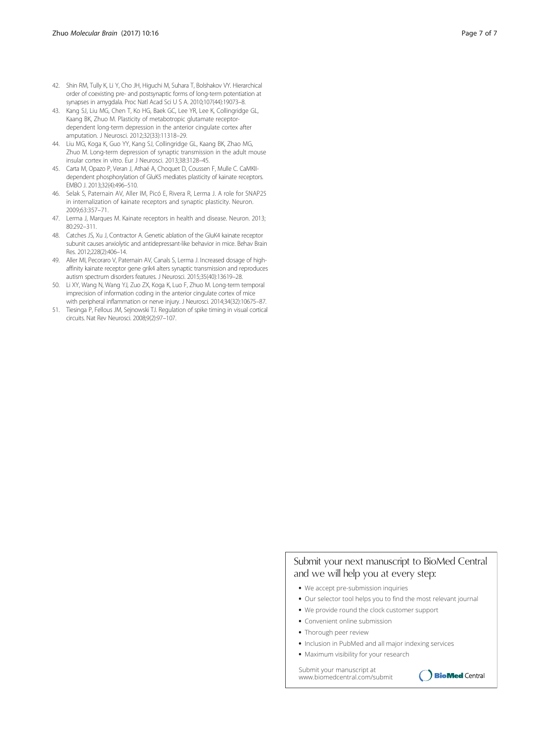42. Shin RM, Tully K, Li Y, Cho JH, Higuchi M, Suhara T, Bolshakov VY. Hierarchical order of coexisting pre- and postsynaptic forms of long-term potentiation at synapses in amygdala. Proc Natl Acad Sci U S A. 2010;107(44):19073–8.
43. Kang SJ, Liu MG, Chen T, Ko HG, Baek GC, Lee YR, Lee K, Collingridge GL, Kaang BK, Zhuo M. Plasticity of metabotropic glutamate receptor-dependent long-term depression in the anterior cingulate cortex after amputation. J Neurosci. 2012;32(33):11318–29.
44. Liu MG, Koga K, Guo YY, Kang SJ, Collingridge GL, Kaang BK, Zhao MG, Zhuo M. Long-term depression of synaptic transmission in the adult mouse insular cortex in vitro. Eur J Neurosci. 2013;38:3128–45.
45. Carta M, Opazo P, Veran J, Athaé A, Choquet D, Coussen F, Mulle C. CaMKII-dependent phosphorylation of GluK5 mediates plasticity of kainate receptors. EMBO J. 2013;32(4):496–510.
46. Selak S, Paternain AV, Aller IM, Picó E, Rivera R, Lerma J. A role for SNAP25 in internalization of kainate receptors and synaptic plasticity. Neuron. 2009;63:357–71.
47. Lerma J, Marques M. Kainate receptors in health and disease. Neuron. 2013; 80:292–311.
48. Catches JS, Xu J, Contractor A. Genetic ablation of the GluK4 kainate receptor subunit causes anxiolytic and antidepressant-like behavior in mice. Behav Brain Res. 2012;228(2):406–14.
49. Aller MI, Pecoraro V, Paternain AV, Canals S, Lerma J. Increased dosage of high-affinity kainate receptor gene grik4 alters synaptic transmission and reproduces autism spectrum disorders features. J Neurosci. 2015;35(40):13619–28.
50. Li XY, Wang N, Wang YJ, Zuo ZX, Koga K, Luo F, Zhuo M. Long-term temporal imprecision of information coding in the anterior cingulate cortex of mice with peripheral inflammation or nerve injury. J Neurosci. 2014;34(32):10675–87.
51. Tiesinga P, Fellous JM, Sejnowski TJ. Regulation of spike timing in visual cortical circuits. Nat Rev Neurosci. 2008;9(2):97–107.

Submit your next manuscript to BioMed Central and we will help you at every step:

- We accept pre-submission inquiries
- Our selector tool helps you to find the most relevant journal
- We provide round the clock customer support
- Convenient online submission
- Thorough peer review
- Inclusion in PubMed and all major indexing services
- Maximum visibility for your research

Submit your manuscript at www.biomedcentral.com/submit

BioMed Central